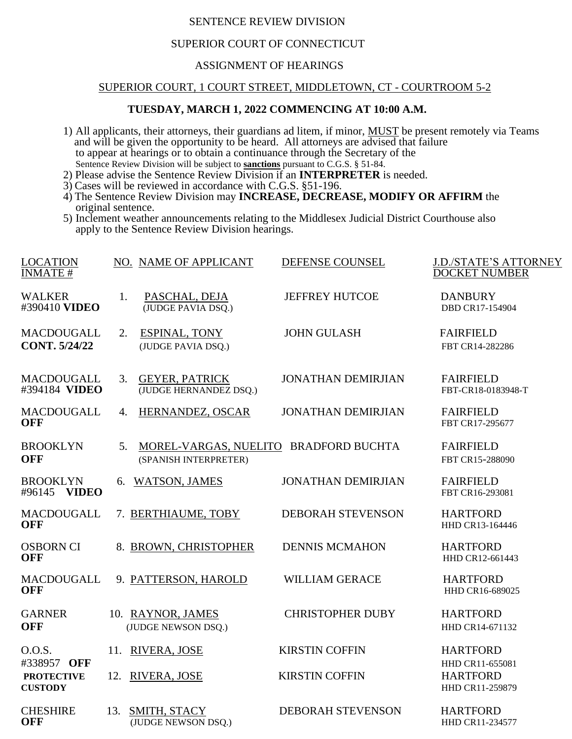SENTENCE REVIEW DIVISION

SUPERIOR COURT OF CONNECTICUT

ASSIGNMENT OF HEARINGS

SUPERIOR COURT, 1 COURT STREET, MIDDLETOWN, CT - COURTROOM 5-2

**TUESDAY, MARCH 1, 2022 COMMENCING AT 10:00 A.M.**

1) All applicants, their attorneys, their guardians ad litem, if minor, MUST be present remotely via Teams and will be given the opportunity to be heard. All attorneys are advised that failure to appear at hearings or to obtain a continuance through the Secretary of the Sentence Review Division will be subject to **sanctions** pursuant to C.G.S. § 51-84.
2) Please advise the Sentence Review Division if an **INTERPRETER** is needed.
3) Cases will be reviewed in accordance with C.G.S. §51-196.
4) The Sentence Review Division may **INCREASE, DECREASE, MODIFY OR AFFIRM** the original sentence.
5) Inclement weather announcements relating to the Middlesex Judicial District Courthouse also apply to the Sentence Review Division hearings.

| LOCATION INMATE # | NO. | NAME OF APPLICANT | DEFENSE COUNSEL | J.D./STATE'S ATTORNEY DOCKET NUMBER |
|---|---|---|---|---|
| WALKER #390410 **VIDEO** | 1. | PASCHAL, DEJA (JUDGE PAVIA DSQ.) | JEFFREY HUTCOE | DANBURY DBD CR17-154904 |
| MACDOUGALL **CONT. 5/24/22** | 2. | ESPINAL, TONY (JUDGE PAVIA DSQ.) | JOHN GULASH | FAIRFIELD FBT CR14-282286 |
| MACDOUGALL #394184 **VIDEO** | 3. | GEYER, PATRICK (JUDGE HERNANDEZ DSQ.) | JONATHAN DEMIRJIAN | FAIRFIELD FBT-CR18-0183948-T |
| MACDOUGALL **OFF** | 4. | HERNANDEZ, OSCAR | JONATHAN DEMIRJIAN | FAIRFIELD FBT CR17-295677 |
| BROOKLYN **OFF** | 5. | MOREL-VARGAS, NUELITO (SPANISH INTERPRETER) | BRADFORD BUCHTA | FAIRFIELD FBT CR15-288090 |
| BROOKLYN #96145 **VIDEO** | 6. | WATSON, JAMES | JONATHAN DEMIRJIAN | FAIRFIELD FBT CR16-293081 |
| MACDOUGALL **OFF** | 7. | BERTHIAUME, TOBY | DEBORAH STEVENSON | HARTFORD HHD CR13-164446 |
| OSBORN CI **OFF** | 8. | BROWN, CHRISTOPHER | DENNIS MCMAHON | HARTFORD HHD CR12-661443 |
| MACDOUGALL **OFF** | 9. | PATTERSON, HAROLD | WILLIAM GERACE | HARTFORD HHD CR16-689025 |
| GARNER **OFF** | 10. | RAYNOR, JAMES (JUDGE NEWSON DSQ.) | CHRISTOPHER DUBY | HARTFORD HHD CR14-671132 |
| O.O.S. #338957 **OFF** | 11. | RIVERA, JOSE | KIRSTIN COFFIN | HARTFORD HHD CR11-655081 |
| **PROTECTIVE CUSTODY** | 12. | RIVERA, JOSE | KIRSTIN COFFIN | HARTFORD HHD CR11-259879 |
| CHESHIRE **OFF** | 13. | SMITH, STACY (JUDGE NEWSON DSQ.) | DEBORAH STEVENSON | HARTFORD HHD CR11-234577 |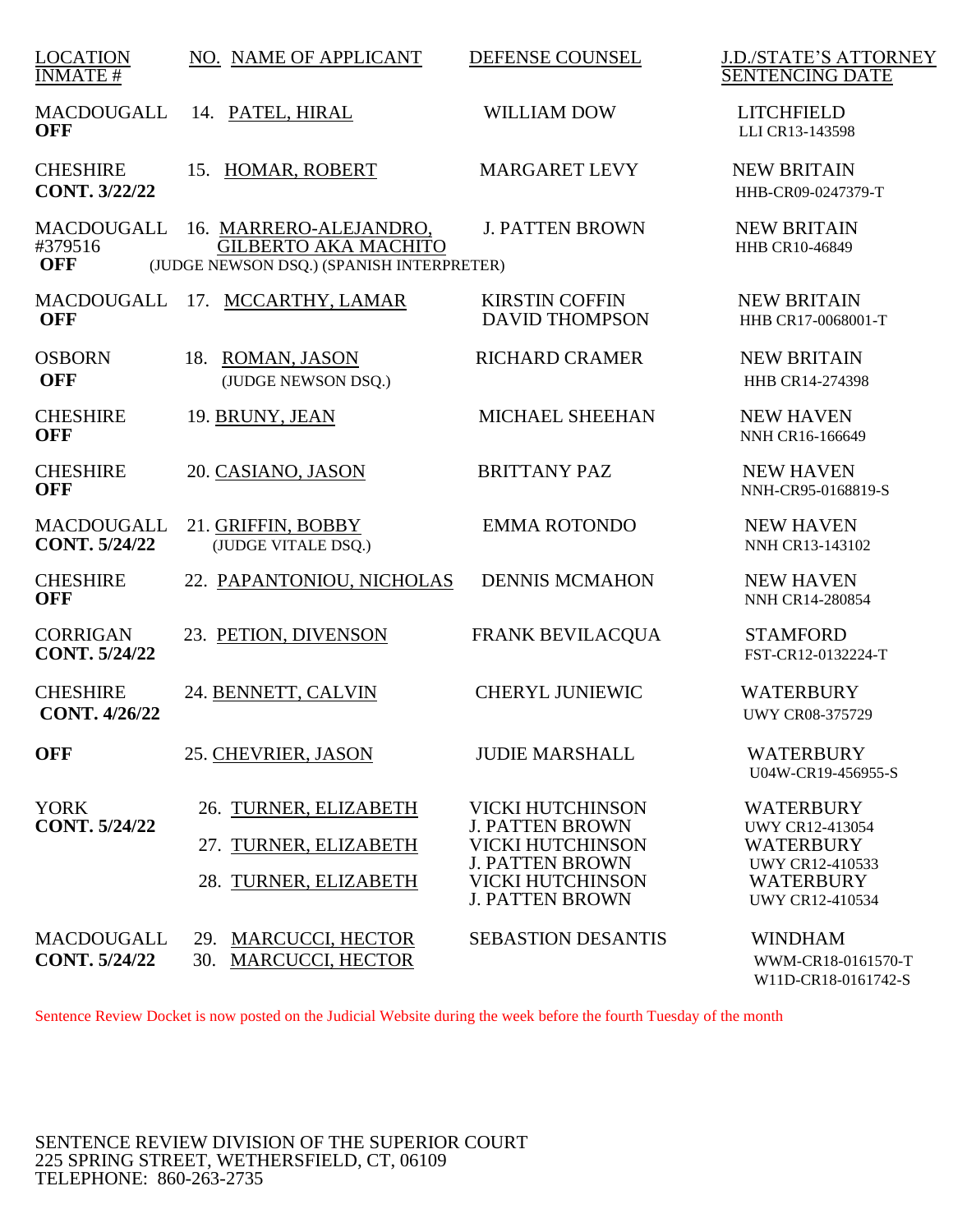| LOCATION<br>INMATE # | NO. NAME OF APPLICANT | DEFENSE COUNSEL | J.D./STATE'S ATTORNEY<br>SENTENCING DATE |
|---|---|---|---|
| MACDOUGALL<br>**OFF** | 14. PATEL, HIRAL | WILLIAM DOW | LITCHFIELD<br>LLI CR13-143598 |
| CHESHIRE<br>**CONT. 3/22/22** | 15. HOMAR, ROBERT | MARGARET LEVY | NEW BRITAIN<br>HHB-CR09-0247379-T |
| MACDOUGALL<br>#379516<br>**OFF** | 16. MARRERO-ALEJANDRO, GILBERTO AKA MACHITO<br>(JUDGE NEWSON DSQ.) (SPANISH INTERPRETER) | J. PATTEN BROWN | NEW BRITAIN<br>HHB CR10-46849 |
| MACDOUGALL<br>**OFF** | 17. MCCARTHY, LAMAR | KIRSTIN COFFIN<br>DAVID THOMPSON | NEW BRITAIN<br>HHB CR17-0068001-T |
| OSBORN<br>**OFF** | 18. ROMAN, JASON<br>(JUDGE NEWSON DSQ.) | RICHARD CRAMER | NEW BRITAIN<br>HHB CR14-274398 |
| CHESHIRE<br>**OFF** | 19. BRUNY, JEAN | MICHAEL SHEEHAN | NEW HAVEN<br>NNH CR16-166649 |
| CHESHIRE<br>**OFF** | 20. CASIANO, JASON | BRITTANY PAZ | NEW HAVEN<br>NNH-CR95-0168819-S |
| MACDOUGALL<br>**CONT. 5/24/22** | 21. GRIFFIN, BOBBY<br>(JUDGE VITALE DSQ.) | EMMA ROTONDO | NEW HAVEN<br>NNH CR13-143102 |
| CHESHIRE<br>**OFF** | 22. PAPANTONIOU, NICHOLAS | DENNIS MCMAHON | NEW HAVEN<br>NNH CR14-280854 |
| CORRIGAN<br>**CONT. 5/24/22** | 23. PETION, DIVENSON | FRANK BEVILACQUA | STAMFORD<br>FST-CR12-0132224-T |
| CHESHIRE<br>**CONT. 4/26/22** | 24. BENNETT, CALVIN | CHERYL JUNIEWIC | WATERBURY<br>UWY CR08-375729 |
| **OFF** | 25. CHEVRIER, JASON | JUDIE MARSHALL | WATERBURY<br>U04W-CR19-456955-S |
| YORK<br>**CONT. 5/24/22** | 26. TURNER, ELIZABETH | VICKI HUTCHINSON<br>J. PATTEN BROWN | WATERBURY<br>UWY CR12-413054 |
| | 27. TURNER, ELIZABETH | VICKI HUTCHINSON<br>J. PATTEN BROWN | WATERBURY<br>UWY CR12-410533 |
| | 28. TURNER, ELIZABETH | VICKI HUTCHINSON<br>J. PATTEN BROWN | WATERBURY<br>UWY CR12-410534 |
| MACDOUGALL<br>**CONT. 5/24/22** | 29. MARCUCCI, HECTOR<br>30. MARCUCCI, HECTOR | SEBASTION DESANTIS | WINDHAM<br>WWM-CR18-0161570-T<br>W11D-CR18-0161742-S |

Sentence Review Docket is now posted on the Judicial Website during the week before the fourth Tuesday of the month

SENTENCE REVIEW DIVISION OF THE SUPERIOR COURT
225 SPRING STREET, WETHERSFIELD, CT, 06109
TELEPHONE: 860-263-2735